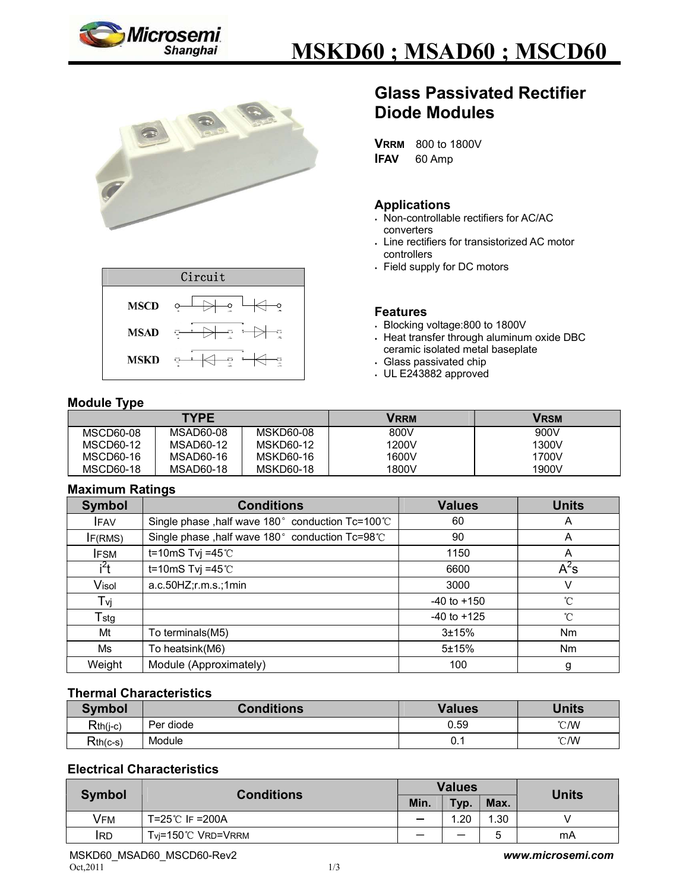# MSKD60 ; MSAD60 ; MSCD60

## Glass Passivated Rectifier Diode Modules

**$V_{RRM}$** 800 to 1800V
**$I_{FAV}$** 60 Amp

Circuit

MSCD

MSAD

MSKD

### Applications

- Non-controllable rectifiers for AC/AC converters
- Line rectifiers for transistorized AC motor controllers
- Field supply for DC motors

### Features

- Blocking voltage:800 to 1800V
- Heat transfer through aluminum oxide DBC ceramic isolated metal baseplate
- Glass passivated chip
- UL E243882 approved

### Module Type

| TYPE | | | $V_{RRM}$ | $V_{RSM}$ |
|---|---|---|---|---|
| MSCD60-08 | MSAD60-08 | MSKD60-08 | 800V | 900V |
| MSCD60-12 | MSAD60-12 | MSKD60-12 | 1200V | 1300V |
| MSCD60-16 | MSAD60-16 | MSKD60-16 | 1600V | 1700V |
| MSCD60-18 | MSAD60-18 | MSKD60-18 | 1800V | 1900V |

### Maximum Ratings

| Symbol | Conditions | Values | Units |
|---|---|---|---|
| $I_{FAV}$ | Single phase ,half wave 180° conduction Tc=100℃ | 60 | A |
| $I_{F(RMS)}$ | Single phase ,half wave 180° conduction Tc=98℃ | 90 | A |
| $I_{FSM}$ | t=10mS Tvj =45℃ | 1150 | A |
| $i^2t$ | t=10mS Tvj =45℃ | 6600 | $A^2s$ |
| $V_{isol}$ | a.c.50HZ;r.m.s.;1min | 3000 | V |
| $T_{vj}$ | | -40 to +150 | ℃ |
| $T_{stg}$ | | -40 to +125 | ℃ |
| Mt | To terminals(M5) | 3±15% | Nm |
| Ms | To heatsink(M6) | 5±15% | Nm |
| Weight | Module (Approximately) | 100 | g |

### Thermal Characteristics

| Symbol | Conditions | Values | Units |
|---|---|---|---|
| $R_{th(j-c)}$ | Per diode | 0.59 | ℃/W |
| $R_{th(c-s)}$ | Module | 0.1 | ℃/W |

### Electrical Characteristics

| Symbol | Conditions | Values | | | Units |
|---|---|---|---|---|---|
| | | Min. | Typ. | Max. | |
| $V_{FM}$ | T=25℃ $I_F$ =200A | — | 1.20 | 1.30 | V |
| $I_{RD}$ | $T_{vj}$=150℃ $V_{RD}$=$V_{RRM}$ | — | — | 5 | mA |

MSKD60_MSAD60_MSCD60-Rev2
Oct,2011

*www.microsemi.com*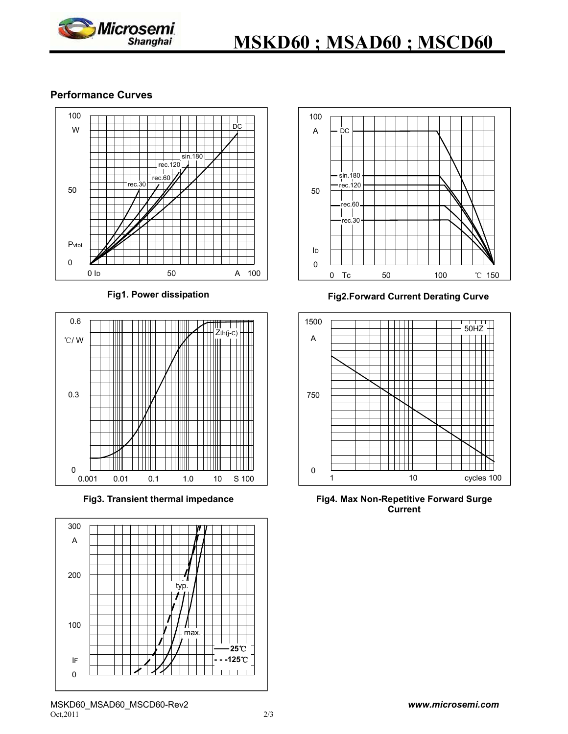## Performance Curves

100
W
DC
sin.180
rec.120
rec.60
rec.30
50
Pvtot
0
0 ID
50
A 100

**Fig1. Power dissipation**

100
A
DC
sin.180
rec.120
50
rec.60
rec.30
ID
0
0 Tc
50
100
℃ 150

**Fig2.Forward Current Derating Curve**

0.6
℃/ W
Zth(j-c)
0.3
0
0.001
0.01
0.1
1.0
10
S 100

**Fig3. Transient thermal impedance**

1500
A
50HZ
750
0
1
10
cycles 100

**Fig4. Max Non-Repetitive Forward Surge Current**

300
A
200
typ.
100
max.
25℃
-125℃
IF
0

MSKD60_MSAD60_MSCD60-Rev2
Oct,2011

*www.microsemi.com*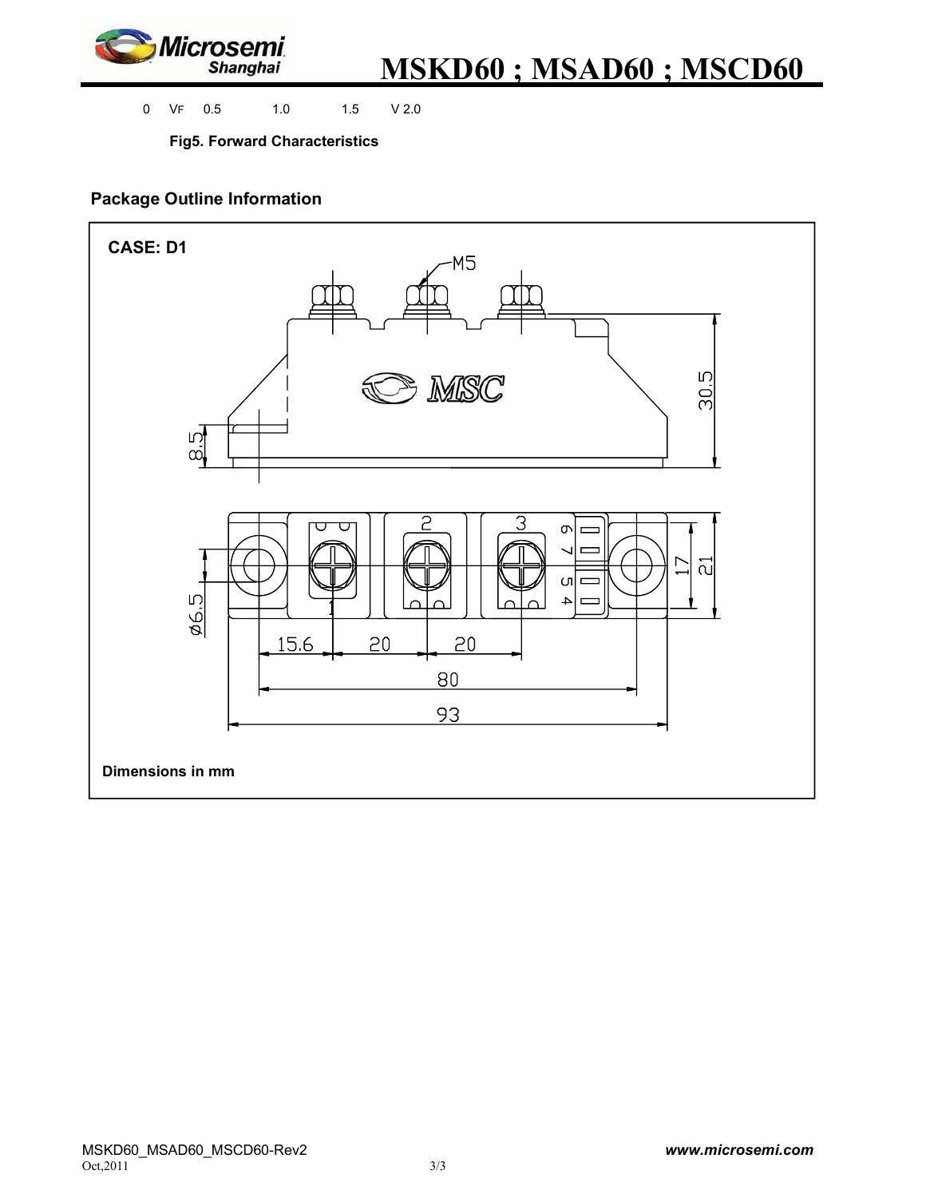0 VF 0.5 1.0 1.5 V 2.0

**Fig5. Forward Characteristics**

## Package Outline Information

**CASE: D1**

M5

MSC

30.5

8.5

2

3

6

7

5

4

1

17

21

Φ6.5

15.6

20

20

80

93

**Dimensions in mm**